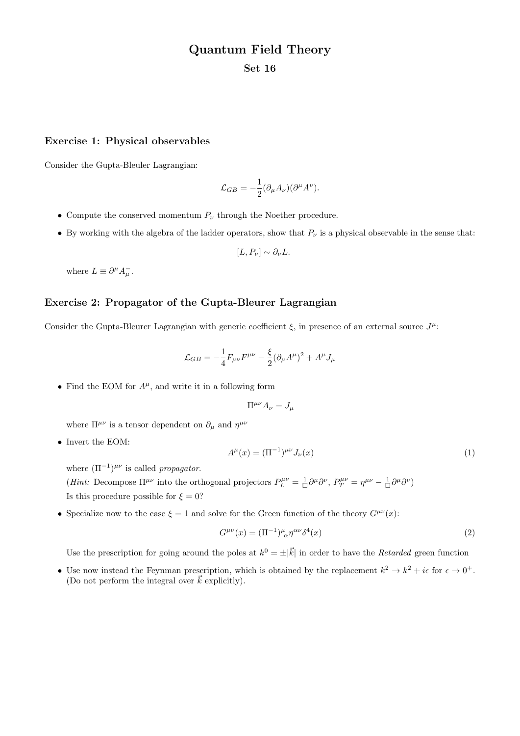# Quantum Field Theory

## Set 16

### Exercise 1: Physical observables

Consider the Gupta-Bleuler Lagrangian:

$$\mathcal{L}_{GB} = -\frac{1}{2}(\partial_\mu A_\nu)(\partial^\mu A^\nu).$$

- Compute the conserved momentum $P_\nu$ through the Noether procedure.
- By working with the algebra of the ladder operators, show that $P_\nu$ is a physical observable in the sense that:

  $$[L, P_\nu] \sim \partial_\nu L.$$

  where $L \equiv \partial^\mu A^-_\mu$.

### Exercise 2: Propagator of the Gupta-Bleurer Lagrangian

Consider the Gupta-Bleurer Lagrangian with generic coefficient $\xi$, in presence of an external source $J^\mu$:

$$\mathcal{L}_{GB} = -\frac{1}{4}F_{\mu\nu}F^{\mu\nu} - \frac{\xi}{2}(\partial_\mu A^\mu)^2 + A^\mu J_\mu$$

- Find the EOM for $A^\mu$, and write it in a following form

  $$\Pi^{\mu\nu}A_\nu = J_\mu$$

  where $\Pi^{\mu\nu}$ is a tensor dependent on $\partial_\mu$ and $\eta^{\mu\nu}$
- Invert the EOM:

  $$A^\mu(x) = (\Pi^{-1})^{\mu\nu}J_\nu(x) \tag{1}$$

  where $(\Pi^{-1})^{\mu\nu}$ is called *propagator*.
  (*Hint:* Decompose $\Pi^{\mu\nu}$ into the orthogonal projectors $P_L^{\mu\nu} = \frac{1}{\Box}\partial^\mu\partial^\nu$, $P_T^{\mu\nu} = \eta^{\mu\nu} - \frac{1}{\Box}\partial^\mu\partial^\nu$)
  Is this procedure possible for $\xi = 0$?
- Specialize now to the case $\xi = 1$ and solve for the Green function of the theory $G^{\mu\nu}(x)$:

  $$G^{\mu\nu}(x) = (\Pi^{-1})^\mu{}_\alpha \eta^{\alpha\nu}\delta^4(x) \tag{2}$$

  Use the prescription for going around the poles at $k^0 = \pm|\vec{k}|$ in order to have the *Retarded* green function
- Use now instead the Feynman prescription, which is obtained by the replacement $k^2 \to k^2 + i\epsilon$ for $\epsilon \to 0^+$. (Do not perform the integral over $\vec{k}$ explicitly).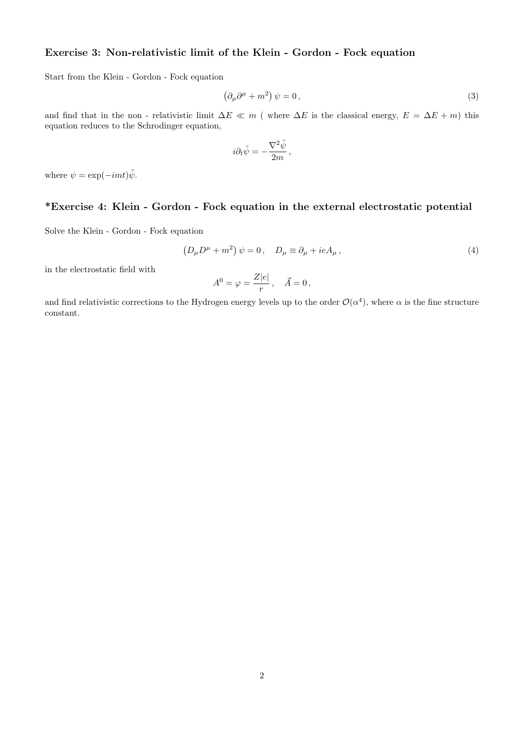### Exercise 3: Non-relativistic limit of the Klein - Gordon - Fock equation

Start from the Klein - Gordon - Fock equation

$$\left(\partial_\mu \partial^\mu + m^2\right) \psi = 0 \,, \tag{3}$$

and find that in the non - relativistic limit $\Delta E \ll m$ ( where $\Delta E$ is the classical energy, $E = \Delta E + m$) this equation reduces to the Schrodinger equation,

$$i\partial_t \tilde{\psi} = -\frac{\nabla^2 \tilde{\psi}}{2m} \,,$$

where $\psi = \exp(-imt)\tilde{\psi}$.

### *Exercise 4: Klein - Gordon - Fock equation in the external electrostatic potential

Solve the Klein - Gordon - Fock equation

$$\left(D_\mu D^\mu + m^2\right) \psi = 0 \,, \quad D_\mu \equiv \partial_\mu + ieA_\mu \,, \tag{4}$$

in the electrostatic field with

$$A^0 = \varphi = \frac{Z|e|}{r} \,, \quad \vec{A} = 0 \,,$$

and find relativistic corrections to the Hydrogen energy levels up to the order $\mathcal{O}(\alpha^4)$, where $\alpha$ is the fine structure constant.